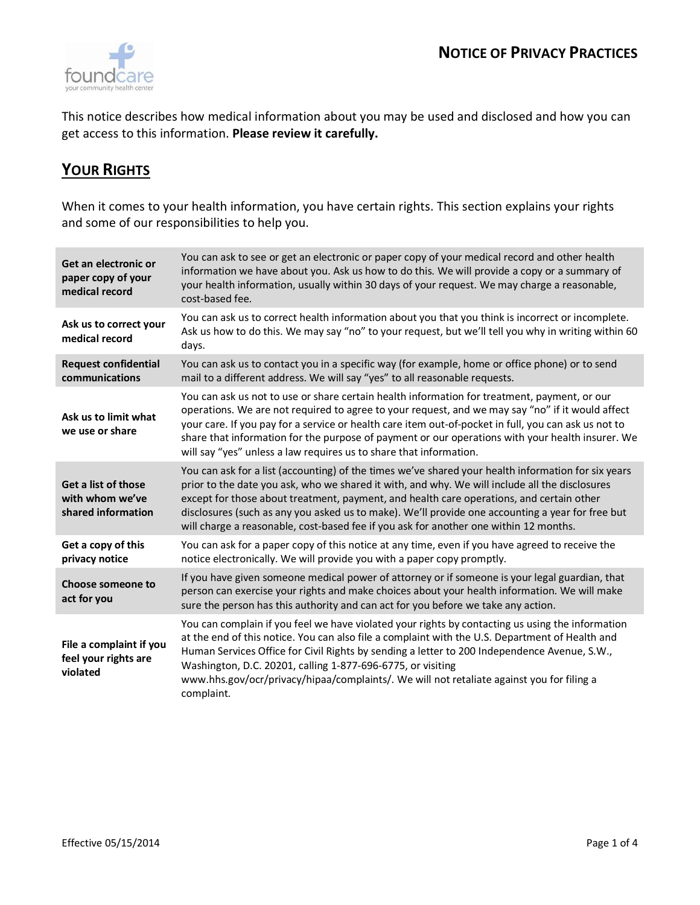# NOTICE OF PRIVACY PRACTICES

This notice describes how medical information about you may be used and disclosed and how you can get access to this information. **Please review it carefully.**

## YOUR RIGHTS

When it comes to your health information, you have certain rights. This section explains your rights and some of our responsibilities to help you.

| | |
|---|---|
| **Get an electronic or paper copy of your medical record** | You can ask to see or get an electronic or paper copy of your medical record and other health information we have about you. Ask us how to do this. We will provide a copy or a summary of your health information, usually within 30 days of your request. We may charge a reasonable, cost-based fee. |
| **Ask us to correct your medical record** | You can ask us to correct health information about you that you think is incorrect or incomplete. Ask us how to do this. We may say "no" to your request, but we'll tell you why in writing within 60 days. |
| **Request confidential communications** | You can ask us to contact you in a specific way (for example, home or office phone) or to send mail to a different address. We will say "yes" to all reasonable requests. |
| **Ask us to limit what we use or share** | You can ask us not to use or share certain health information for treatment, payment, or our operations. We are not required to agree to your request, and we may say "no" if it would affect your care. If you pay for a service or health care item out-of-pocket in full, you can ask us not to share that information for the purpose of payment or our operations with your health insurer. We will say "yes" unless a law requires us to share that information. |
| **Get a list of those with whom we've shared information** | You can ask for a list (accounting) of the times we've shared your health information for six years prior to the date you ask, who we shared it with, and why. We will include all the disclosures except for those about treatment, payment, and health care operations, and certain other disclosures (such as any you asked us to make). We'll provide one accounting a year for free but will charge a reasonable, cost-based fee if you ask for another one within 12 months. |
| **Get a copy of this privacy notice** | You can ask for a paper copy of this notice at any time, even if you have agreed to receive the notice electronically. We will provide you with a paper copy promptly. |
| **Choose someone to act for you** | If you have given someone medical power of attorney or if someone is your legal guardian, that person can exercise your rights and make choices about your health information. We will make sure the person has this authority and can act for you before we take any action. |
| **File a complaint if you feel your rights are violated** | You can complain if you feel we have violated your rights by contacting us using the information at the end of this notice. You can also file a complaint with the U.S. Department of Health and Human Services Office for Civil Rights by sending a letter to 200 Independence Avenue, S.W., Washington, D.C. 20201, calling 1-877-696-6775, or visiting www.hhs.gov/ocr/privacy/hipaa/complaints/. We will not retaliate against you for filing a complaint. |

Effective 05/15/2014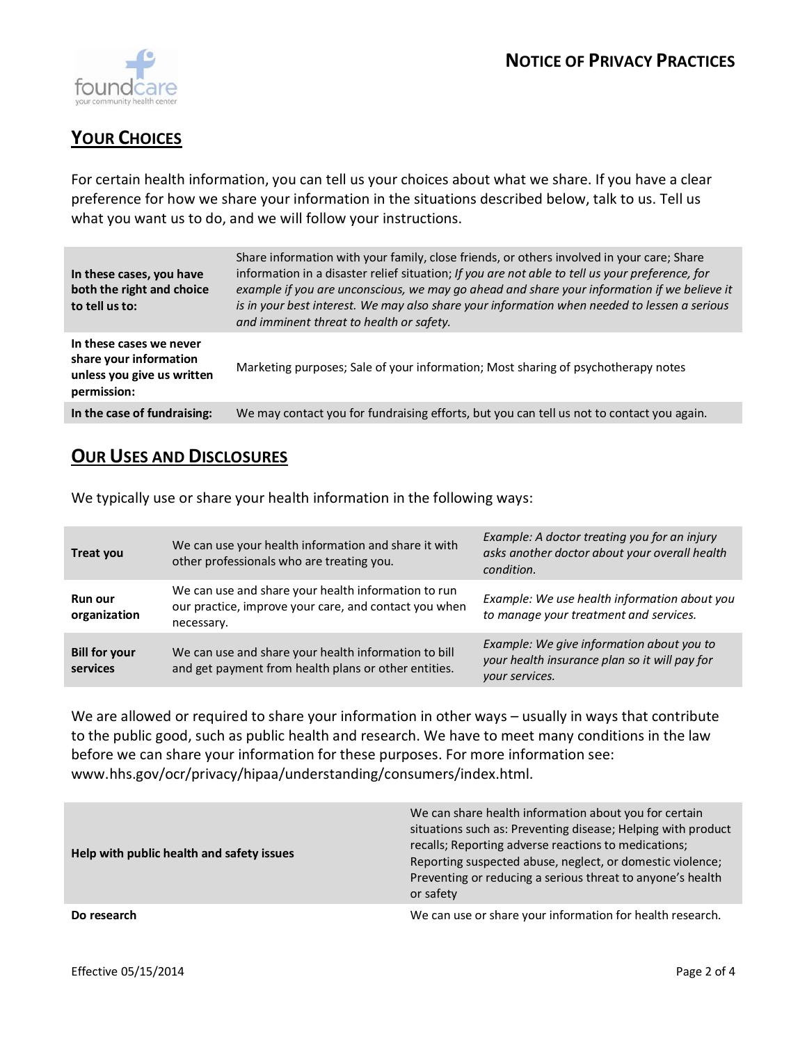## YOUR CHOICES

For certain health information, you can tell us your choices about what we share. If you have a clear preference for how we share your information in the situations described below, talk to us. Tell us what you want us to do, and we will follow your instructions.

| | |
|---|---|
| **In these cases, you have both the right and choice to tell us to:** | Share information with your family, close friends, or others involved in your care; Share information in a disaster relief situation; *If you are not able to tell us your preference, for example if you are unconscious, we may go ahead and share your information if we believe it is in your best interest. We may also share your information when needed to lessen a serious and imminent threat to health or safety.* |
| **In these cases we never share your information unless you give us written permission:** | Marketing purposes; Sale of your information; Most sharing of psychotherapy notes |
| **In the case of fundraising:** | We may contact you for fundraising efforts, but you can tell us not to contact you again. |

## OUR USES AND DISCLOSURES

We typically use or share your health information in the following ways:

| | | |
|---|---|---|
| **Treat you** | We can use your health information and share it with other professionals who are treating you. | *Example: A doctor treating you for an injury asks another doctor about your overall health condition.* |
| **Run our organization** | We can use and share your health information to run our practice, improve your care, and contact you when necessary. | *Example: We use health information about you to manage your treatment and services.* |
| **Bill for your services** | We can use and share your health information to bill and get payment from health plans or other entities. | *Example: We give information about you to your health insurance plan so it will pay for your services.* |

We are allowed or required to share your information in other ways – usually in ways that contribute to the public good, such as public health and research. We have to meet many conditions in the law before we can share your information for these purposes. For more information see: www.hhs.gov/ocr/privacy/hipaa/understanding/consumers/index.html.

| | |
|---|---|
| **Help with public health and safety issues** | We can share health information about you for certain situations such as: Preventing disease; Helping with product recalls; Reporting adverse reactions to medications; Reporting suspected abuse, neglect, or domestic violence; Preventing or reducing a serious threat to anyone's health or safety |
| **Do research** | We can use or share your information for health research. |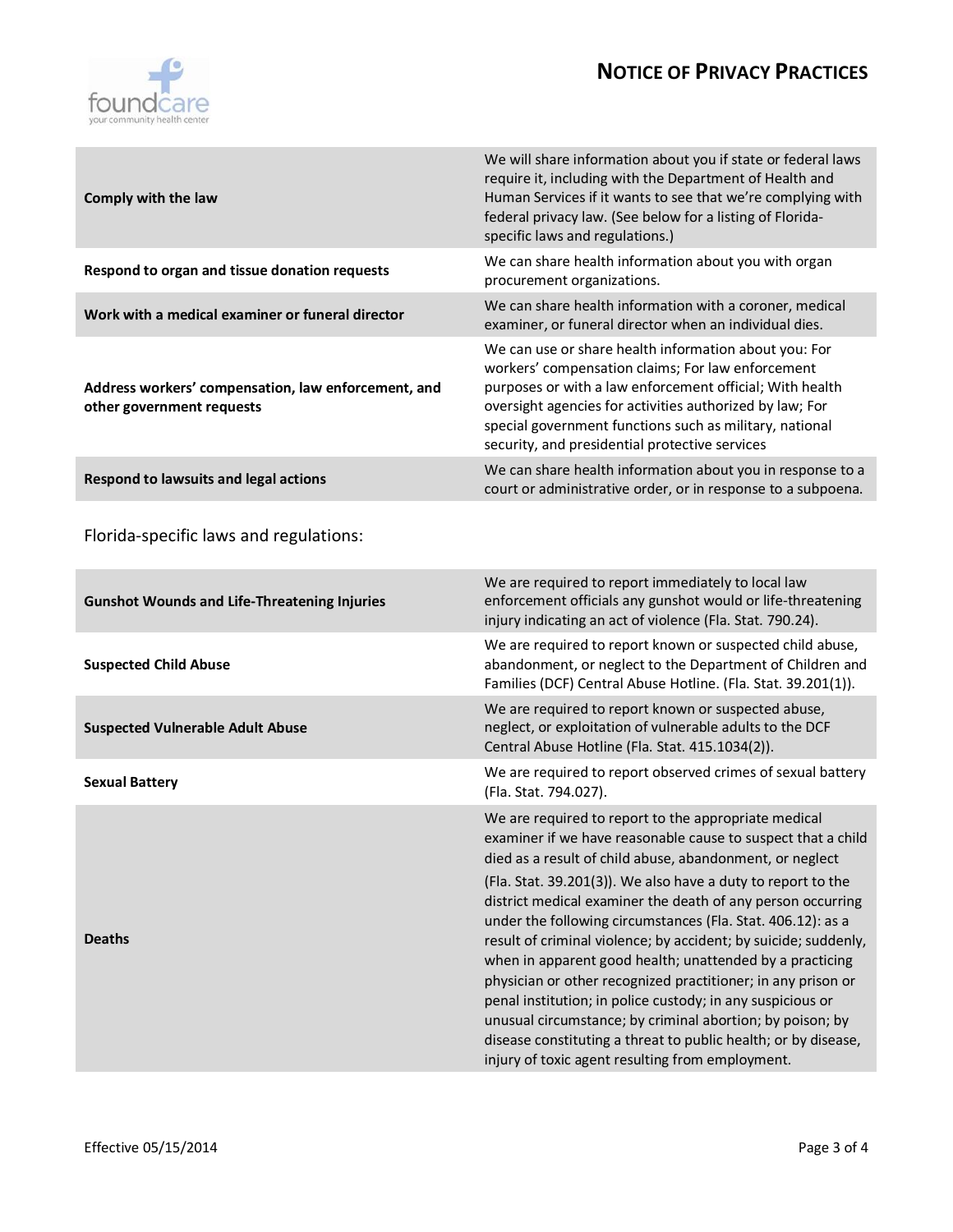| | |
|---|---|
| **Comply with the law** | We will share information about you if state or federal laws require it, including with the Department of Health and Human Services if it wants to see that we're complying with federal privacy law. (See below for a listing of Florida-specific laws and regulations.) |
| **Respond to organ and tissue donation requests** | We can share health information about you with organ procurement organizations. |
| **Work with a medical examiner or funeral director** | We can share health information with a coroner, medical examiner, or funeral director when an individual dies. |
| **Address workers' compensation, law enforcement, and other government requests** | We can use or share health information about you: For workers' compensation claims; For law enforcement purposes or with a law enforcement official; With health oversight agencies for activities authorized by law; For special government functions such as military, national security, and presidential protective services |
| **Respond to lawsuits and legal actions** | We can share health information about you in response to a court or administrative order, or in response to a subpoena. |

Florida-specific laws and regulations:

| | |
|---|---|
| **Gunshot Wounds and Life-Threatening Injuries** | We are required to report immediately to local law enforcement officials any gunshot would or life-threatening injury indicating an act of violence (Fla. Stat. 790.24). |
| **Suspected Child Abuse** | We are required to report known or suspected child abuse, abandonment, or neglect to the Department of Children and Families (DCF) Central Abuse Hotline. (Fla. Stat. 39.201(1)). |
| **Suspected Vulnerable Adult Abuse** | We are required to report known or suspected abuse, neglect, or exploitation of vulnerable adults to the DCF Central Abuse Hotline (Fla. Stat. 415.1034(2)). |
| **Sexual Battery** | We are required to report observed crimes of sexual battery (Fla. Stat. 794.027). |
| **Deaths** | We are required to report to the appropriate medical examiner if we have reasonable cause to suspect that a child died as a result of child abuse, abandonment, or neglect (Fla. Stat. 39.201(3)). We also have a duty to report to the district medical examiner the death of any person occurring under the following circumstances (Fla. Stat. 406.12): as a result of criminal violence; by accident; by suicide; suddenly, when in apparent good health; unattended by a practicing physician or other recognized practitioner; in any prison or penal institution; in police custody; in any suspicious or unusual circumstance; by criminal abortion; by poison; by disease constituting a threat to public health; or by disease, injury of toxic agent resulting from employment. |

Effective 05/15/2014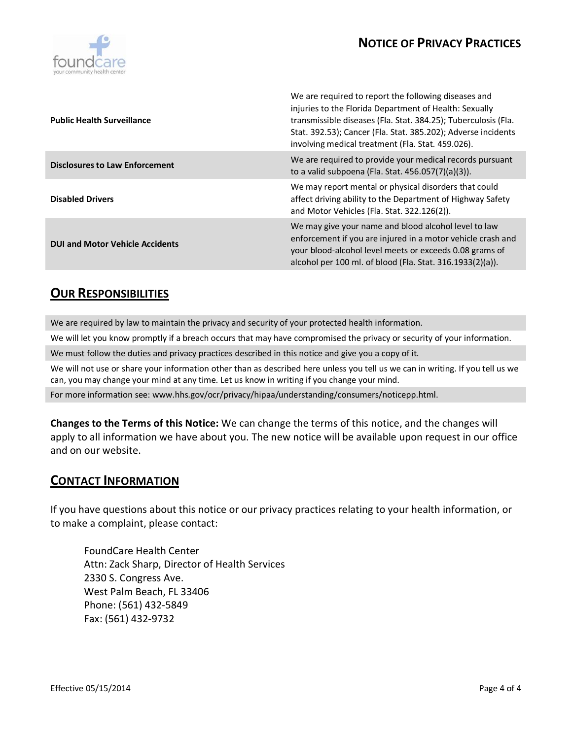| | |
|---|---|
| **Public Health Surveillance** | We are required to report the following diseases and injuries to the Florida Department of Health: Sexually transmissible diseases (Fla. Stat. 384.25); Tuberculosis (Fla. Stat. 392.53); Cancer (Fla. Stat. 385.202); Adverse incidents involving medical treatment (Fla. Stat. 459.026). |
| **Disclosures to Law Enforcement** | We are required to provide your medical records pursuant to a valid subpoena (Fla. Stat. 456.057(7)(a)(3)). |
| **Disabled Drivers** | We may report mental or physical disorders that could affect driving ability to the Department of Highway Safety and Motor Vehicles (Fla. Stat. 322.126(2)). |
| **DUI and Motor Vehicle Accidents** | We may give your name and blood alcohol level to law enforcement if you are injured in a motor vehicle crash and your blood-alcohol level meets or exceeds 0.08 grams of alcohol per 100 ml. of blood (Fla. Stat. 316.1933(2)(a)). |

## OUR RESPONSIBILITIES

- We are required by law to maintain the privacy and security of your protected health information.
- We will let you know promptly if a breach occurs that may have compromised the privacy or security of your information.
- We must follow the duties and privacy practices described in this notice and give you a copy of it.
- We will not use or share your information other than as described here unless you tell us we can in writing. If you tell us we can, you may change your mind at any time. Let us know in writing if you change your mind.
- For more information see: www.hhs.gov/ocr/privacy/hipaa/understanding/consumers/noticepp.html.

**Changes to the Terms of this Notice:** We can change the terms of this notice, and the changes will apply to all information we have about you. The new notice will be available upon request in our office and on our website.

## CONTACT INFORMATION

If you have questions about this notice or our privacy practices relating to your health information, or to make a complaint, please contact:

FoundCare Health Center
Attn: Zack Sharp, Director of Health Services
2330 S. Congress Ave.
West Palm Beach, FL 33406
Phone: (561) 432-5849
Fax: (561) 432-9732

Effective 05/15/2014